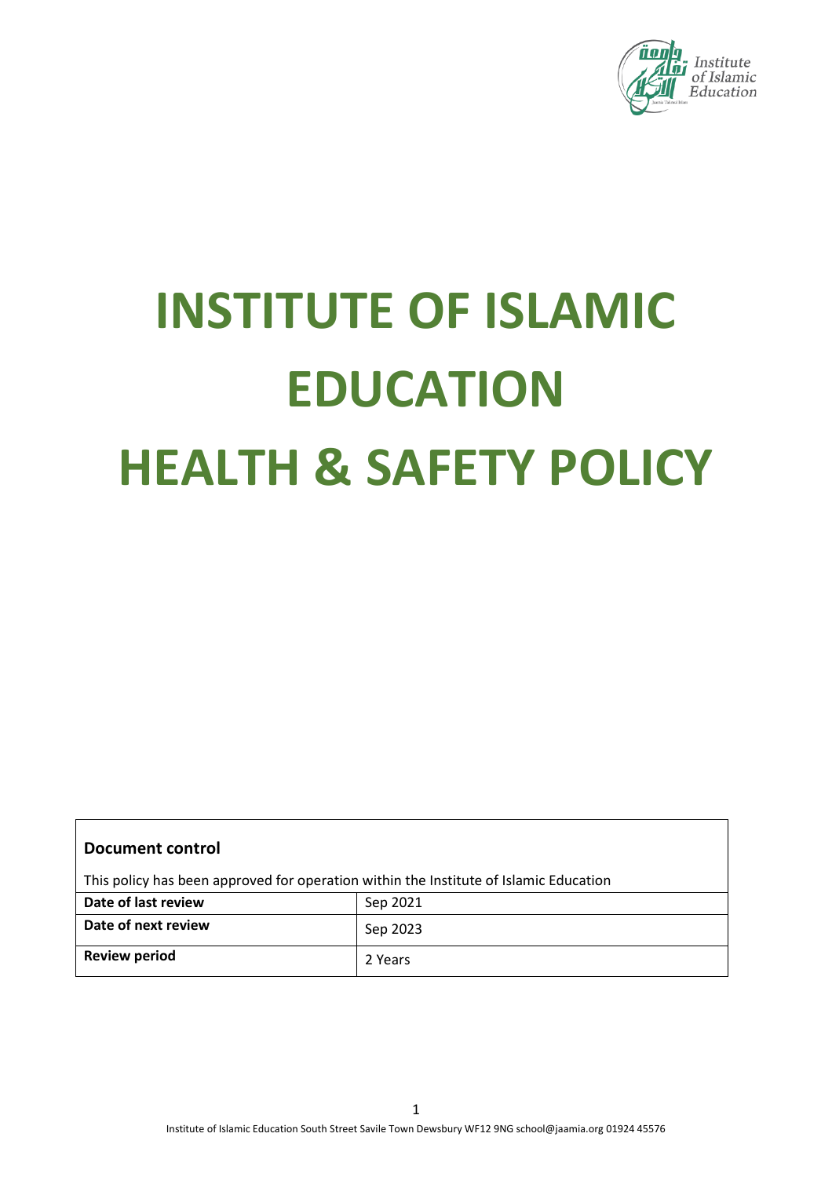# INSTITUTE OF ISLAMIC EDUCATION
# HEALTH & SAFETY POLICY

**Document control**

This policy has been approved for operation within the Institute of Islamic Education

| | |
|---|---|
| **Date of last review** | Sep 2021 |
| **Date of next review** | Sep 2023 |
| **Review period** | 2 Years |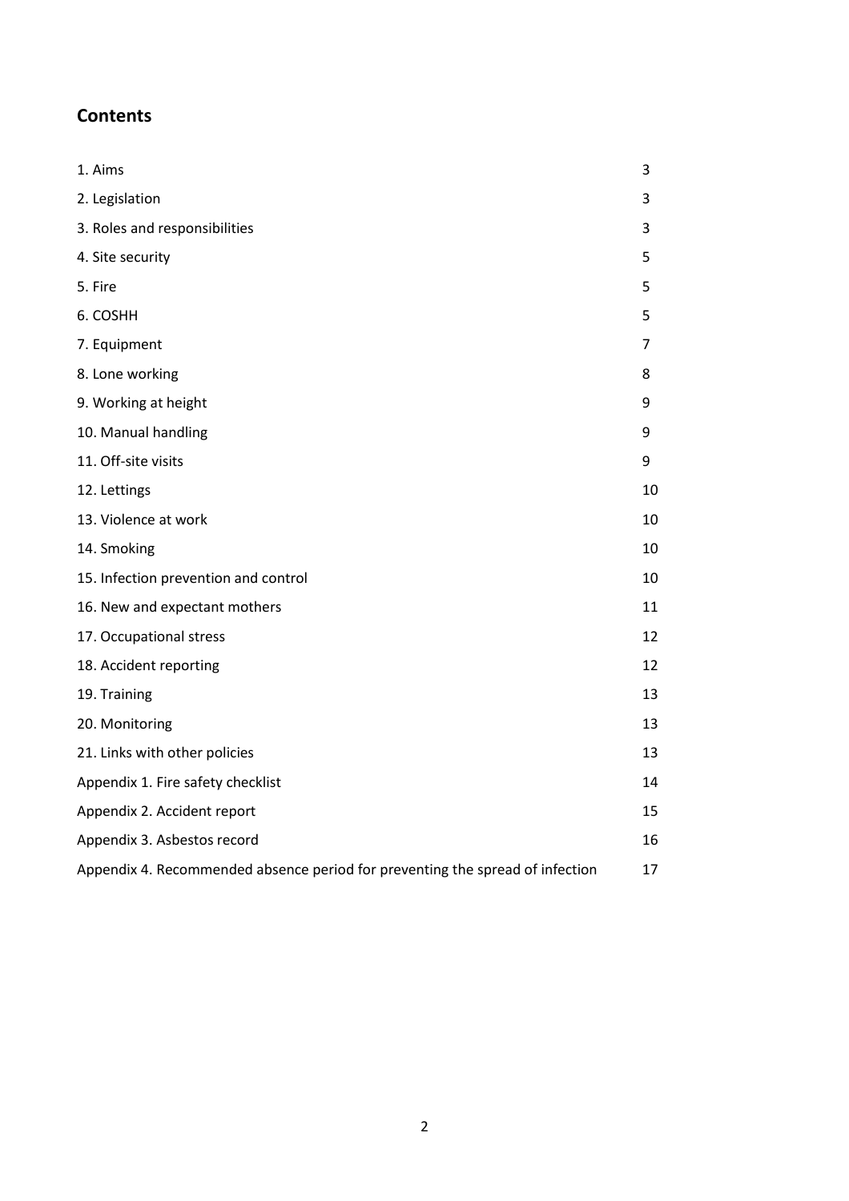## Contents

| | |
|---|---|
| 1. Aims | 3 |
| 2. Legislation | 3 |
| 3. Roles and responsibilities | 3 |
| 4. Site security | 5 |
| 5. Fire | 5 |
| 6. COSHH | 5 |
| 7. Equipment | 7 |
| 8. Lone working | 8 |
| 9. Working at height | 9 |
| 10. Manual handling | 9 |
| 11. Off-site visits | 9 |
| 12. Lettings | 10 |
| 13. Violence at work | 10 |
| 14. Smoking | 10 |
| 15. Infection prevention and control | 10 |
| 16. New and expectant mothers | 11 |
| 17. Occupational stress | 12 |
| 18. Accident reporting | 12 |
| 19. Training | 13 |
| 20. Monitoring | 13 |
| 21. Links with other policies | 13 |
| Appendix 1. Fire safety checklist | 14 |
| Appendix 2. Accident report | 15 |
| Appendix 3. Asbestos record | 16 |
| Appendix 4. Recommended absence period for preventing the spread of infection | 17 |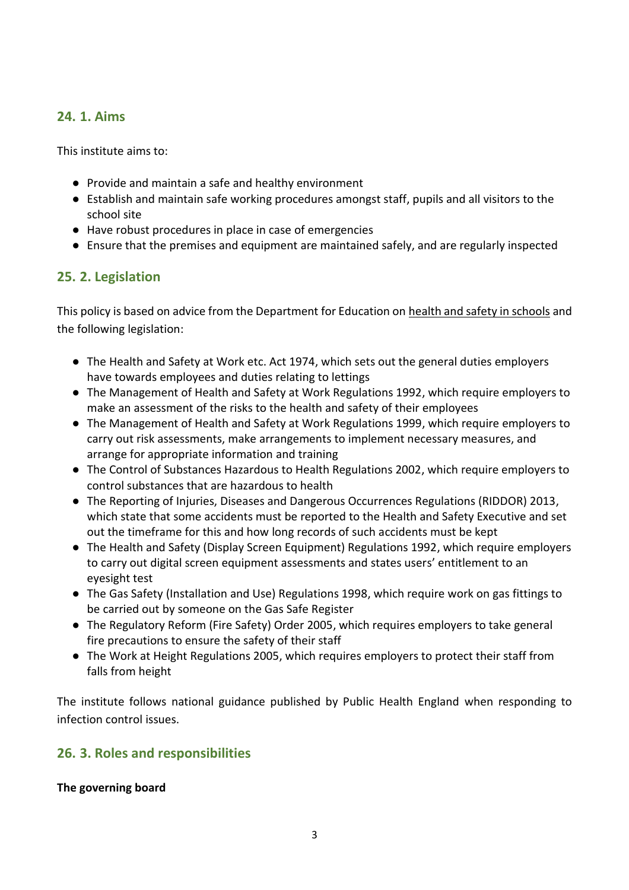## 24. 1. Aims

This institute aims to:

- Provide and maintain a safe and healthy environment
- Establish and maintain safe working procedures amongst staff, pupils and all visitors to the school site
- Have robust procedures in place in case of emergencies
- Ensure that the premises and equipment are maintained safely, and are regularly inspected

## 25. 2. Legislation

This policy is based on advice from the Department for Education on health and safety in schools and the following legislation:

- The Health and Safety at Work etc. Act 1974, which sets out the general duties employers have towards employees and duties relating to lettings
- The Management of Health and Safety at Work Regulations 1992, which require employers to make an assessment of the risks to the health and safety of their employees
- The Management of Health and Safety at Work Regulations 1999, which require employers to carry out risk assessments, make arrangements to implement necessary measures, and arrange for appropriate information and training
- The Control of Substances Hazardous to Health Regulations 2002, which require employers to control substances that are hazardous to health
- The Reporting of Injuries, Diseases and Dangerous Occurrences Regulations (RIDDOR) 2013, which state that some accidents must be reported to the Health and Safety Executive and set out the timeframe for this and how long records of such accidents must be kept
- The Health and Safety (Display Screen Equipment) Regulations 1992, which require employers to carry out digital screen equipment assessments and states users' entitlement to an eyesight test
- The Gas Safety (Installation and Use) Regulations 1998, which require work on gas fittings to be carried out by someone on the Gas Safe Register
- The Regulatory Reform (Fire Safety) Order 2005, which requires employers to take general fire precautions to ensure the safety of their staff
- The Work at Height Regulations 2005, which requires employers to protect their staff from falls from height

The institute follows national guidance published by Public Health England when responding to infection control issues.

## 26. 3. Roles and responsibilities

**The governing board**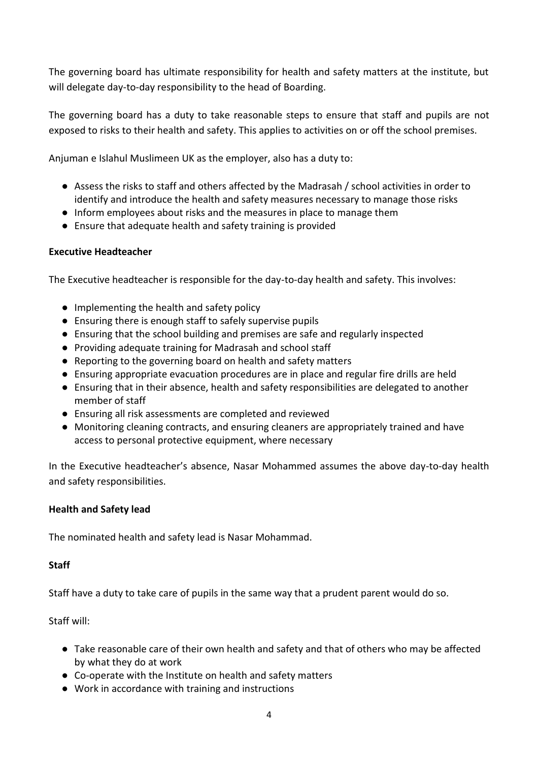The governing board has ultimate responsibility for health and safety matters at the institute, but will delegate day-to-day responsibility to the head of Boarding.

The governing board has a duty to take reasonable steps to ensure that staff and pupils are not exposed to risks to their health and safety. This applies to activities on or off the school premises.

Anjuman e Islahul Muslimeen UK as the employer, also has a duty to:

- Assess the risks to staff and others affected by the Madrasah / school activities in order to identify and introduce the health and safety measures necessary to manage those risks
- Inform employees about risks and the measures in place to manage them
- Ensure that adequate health and safety training is provided

**Executive Headteacher**

The Executive headteacher is responsible for the day-to-day health and safety. This involves:

- Implementing the health and safety policy
- Ensuring there is enough staff to safely supervise pupils
- Ensuring that the school building and premises are safe and regularly inspected
- Providing adequate training for Madrasah and school staff
- Reporting to the governing board on health and safety matters
- Ensuring appropriate evacuation procedures are in place and regular fire drills are held
- Ensuring that in their absence, health and safety responsibilities are delegated to another member of staff
- Ensuring all risk assessments are completed and reviewed
- Monitoring cleaning contracts, and ensuring cleaners are appropriately trained and have access to personal protective equipment, where necessary

In the Executive headteacher's absence, Nasar Mohammed assumes the above day-to-day health and safety responsibilities.

**Health and Safety lead**

The nominated health and safety lead is Nasar Mohammad.

**Staff**

Staff have a duty to take care of pupils in the same way that a prudent parent would do so.

Staff will:

- Take reasonable care of their own health and safety and that of others who may be affected by what they do at work
- Co-operate with the Institute on health and safety matters
- Work in accordance with training and instructions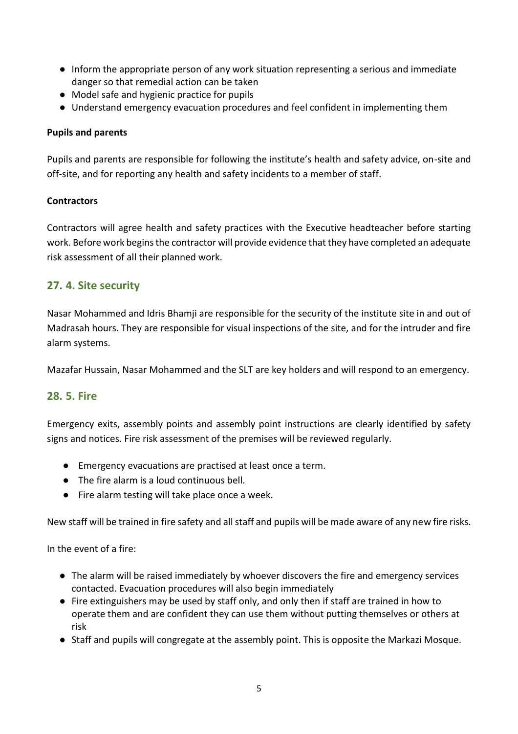- Inform the appropriate person of any work situation representing a serious and immediate danger so that remedial action can be taken
- Model safe and hygienic practice for pupils
- Understand emergency evacuation procedures and feel confident in implementing them

**Pupils and parents**

Pupils and parents are responsible for following the institute's health and safety advice, on-site and off-site, and for reporting any health and safety incidents to a member of staff.

**Contractors**

Contractors will agree health and safety practices with the Executive headteacher before starting work. Before work begins the contractor will provide evidence that they have completed an adequate risk assessment of all their planned work.

## 27. 4. Site security

Nasar Mohammed and Idris Bhamji are responsible for the security of the institute site in and out of Madrasah hours. They are responsible for visual inspections of the site, and for the intruder and fire alarm systems.

Mazafar Hussain, Nasar Mohammed and the SLT are key holders and will respond to an emergency.

## 28. 5. Fire

Emergency exits, assembly points and assembly point instructions are clearly identified by safety signs and notices. Fire risk assessment of the premises will be reviewed regularly.

- Emergency evacuations are practised at least once a term.
- The fire alarm is a loud continuous bell.
- Fire alarm testing will take place once a week.

New staff will be trained in fire safety and all staff and pupils will be made aware of any new fire risks.

In the event of a fire:

- The alarm will be raised immediately by whoever discovers the fire and emergency services contacted. Evacuation procedures will also begin immediately
- Fire extinguishers may be used by staff only, and only then if staff are trained in how to operate them and are confident they can use them without putting themselves or others at risk
- Staff and pupils will congregate at the assembly point. This is opposite the Markazi Mosque.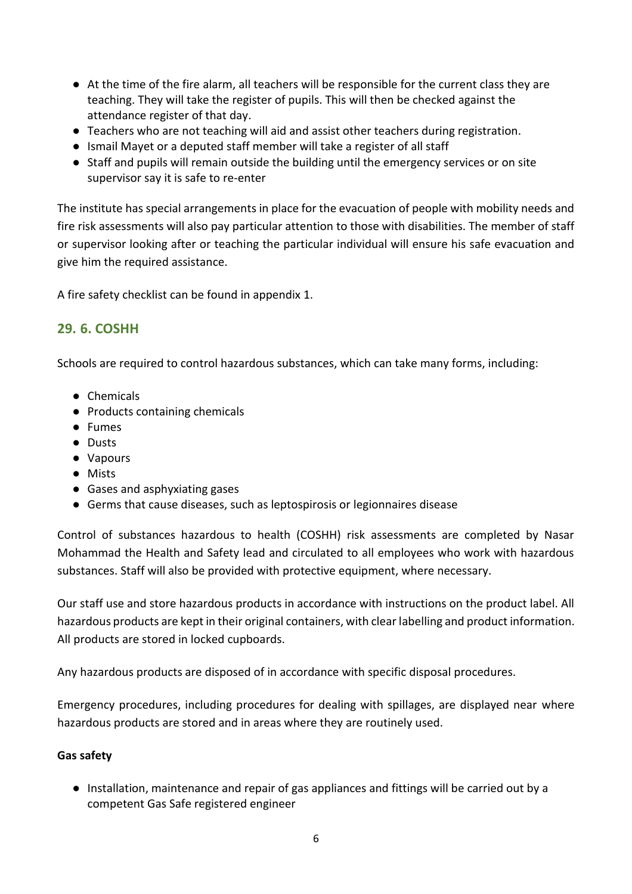- At the time of the fire alarm, all teachers will be responsible for the current class they are teaching. They will take the register of pupils. This will then be checked against the attendance register of that day.
- Teachers who are not teaching will aid and assist other teachers during registration.
- Ismail Mayet or a deputed staff member will take a register of all staff
- Staff and pupils will remain outside the building until the emergency services or on site supervisor say it is safe to re-enter

The institute has special arrangements in place for the evacuation of people with mobility needs and fire risk assessments will also pay particular attention to those with disabilities. The member of staff or supervisor looking after or teaching the particular individual will ensure his safe evacuation and give him the required assistance.

A fire safety checklist can be found in appendix 1.

## 29. 6. COSHH

Schools are required to control hazardous substances, which can take many forms, including:

- Chemicals
- Products containing chemicals
- Fumes
- Dusts
- Vapours
- Mists
- Gases and asphyxiating gases
- Germs that cause diseases, such as leptospirosis or legionnaires disease

Control of substances hazardous to health (COSHH) risk assessments are completed by Nasar Mohammad the Health and Safety lead and circulated to all employees who work with hazardous substances. Staff will also be provided with protective equipment, where necessary.

Our staff use and store hazardous products in accordance with instructions on the product label. All hazardous products are kept in their original containers, with clear labelling and product information. All products are stored in locked cupboards.

Any hazardous products are disposed of in accordance with specific disposal procedures.

Emergency procedures, including procedures for dealing with spillages, are displayed near where hazardous products are stored and in areas where they are routinely used.

**Gas safety**

- Installation, maintenance and repair of gas appliances and fittings will be carried out by a competent Gas Safe registered engineer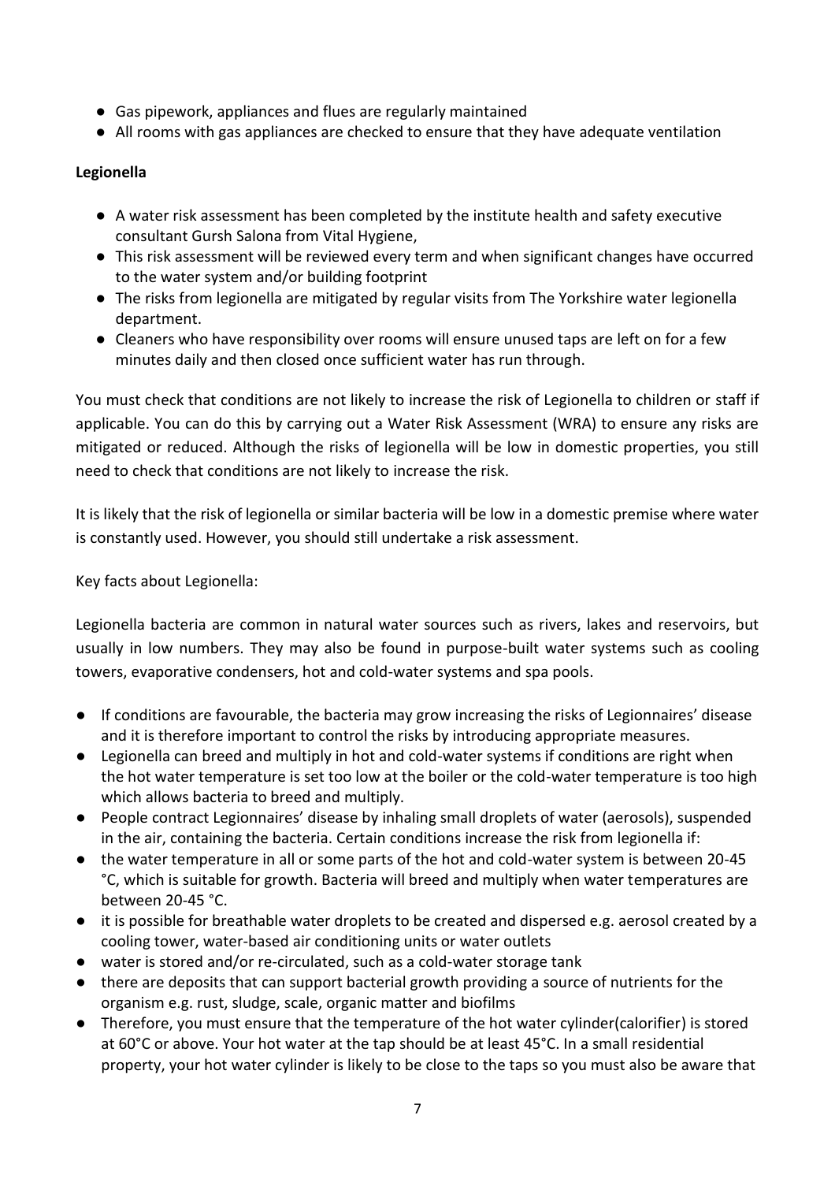- Gas pipework, appliances and flues are regularly maintained
- All rooms with gas appliances are checked to ensure that they have adequate ventilation

**Legionella**

- A water risk assessment has been completed by the institute health and safety executive consultant Gursh Salona from Vital Hygiene,
- This risk assessment will be reviewed every term and when significant changes have occurred to the water system and/or building footprint
- The risks from legionella are mitigated by regular visits from The Yorkshire water legionella department.
- Cleaners who have responsibility over rooms will ensure unused taps are left on for a few minutes daily and then closed once sufficient water has run through.

You must check that conditions are not likely to increase the risk of Legionella to children or staff if applicable. You can do this by carrying out a Water Risk Assessment (WRA) to ensure any risks are mitigated or reduced. Although the risks of legionella will be low in domestic properties, you still need to check that conditions are not likely to increase the risk.

It is likely that the risk of legionella or similar bacteria will be low in a domestic premise where water is constantly used. However, you should still undertake a risk assessment.

Key facts about Legionella:

Legionella bacteria are common in natural water sources such as rivers, lakes and reservoirs, but usually in low numbers. They may also be found in purpose-built water systems such as cooling towers, evaporative condensers, hot and cold-water systems and spa pools.

- If conditions are favourable, the bacteria may grow increasing the risks of Legionnaires' disease and it is therefore important to control the risks by introducing appropriate measures.
- Legionella can breed and multiply in hot and cold-water systems if conditions are right when the hot water temperature is set too low at the boiler or the cold-water temperature is too high which allows bacteria to breed and multiply.
- People contract Legionnaires' disease by inhaling small droplets of water (aerosols), suspended in the air, containing the bacteria. Certain conditions increase the risk from legionella if:
- the water temperature in all or some parts of the hot and cold-water system is between 20-45 °C, which is suitable for growth. Bacteria will breed and multiply when water temperatures are between 20-45 °C.
- it is possible for breathable water droplets to be created and dispersed e.g. aerosol created by a cooling tower, water-based air conditioning units or water outlets
- water is stored and/or re-circulated, such as a cold-water storage tank
- there are deposits that can support bacterial growth providing a source of nutrients for the organism e.g. rust, sludge, scale, organic matter and biofilms
- Therefore, you must ensure that the temperature of the hot water cylinder(calorifier) is stored at 60°C or above. Your hot water at the tap should be at least 45°C. In a small residential property, your hot water cylinder is likely to be close to the taps so you must also be aware that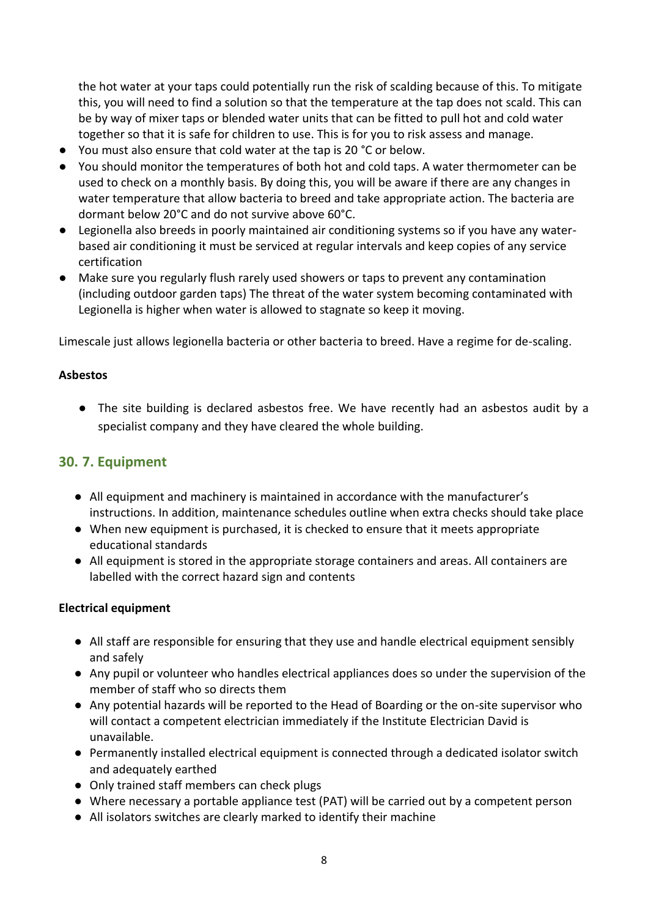the hot water at your taps could potentially run the risk of scalding because of this. To mitigate this, you will need to find a solution so that the temperature at the tap does not scald. This can be by way of mixer taps or blended water units that can be fitted to pull hot and cold water together so that it is safe for children to use. This is for you to risk assess and manage.

- You must also ensure that cold water at the tap is 20 °C or below.
- You should monitor the temperatures of both hot and cold taps. A water thermometer can be used to check on a monthly basis. By doing this, you will be aware if there are any changes in water temperature that allow bacteria to breed and take appropriate action. The bacteria are dormant below 20°C and do not survive above 60°C.
- Legionella also breeds in poorly maintained air conditioning systems so if you have any water-based air conditioning it must be serviced at regular intervals and keep copies of any service certification
- Make sure you regularly flush rarely used showers or taps to prevent any contamination (including outdoor garden taps) The threat of the water system becoming contaminated with Legionella is higher when water is allowed to stagnate so keep it moving.

Limescale just allows legionella bacteria or other bacteria to breed. Have a regime for de-scaling.

**Asbestos**

- The site building is declared asbestos free. We have recently had an asbestos audit by a specialist company and they have cleared the whole building.

## 30. 7. Equipment

- All equipment and machinery is maintained in accordance with the manufacturer's instructions. In addition, maintenance schedules outline when extra checks should take place
- When new equipment is purchased, it is checked to ensure that it meets appropriate educational standards
- All equipment is stored in the appropriate storage containers and areas. All containers are labelled with the correct hazard sign and contents

**Electrical equipment**

- All staff are responsible for ensuring that they use and handle electrical equipment sensibly and safely
- Any pupil or volunteer who handles electrical appliances does so under the supervision of the member of staff who so directs them
- Any potential hazards will be reported to the Head of Boarding or the on-site supervisor who will contact a competent electrician immediately if the Institute Electrician David is unavailable.
- Permanently installed electrical equipment is connected through a dedicated isolator switch and adequately earthed
- Only trained staff members can check plugs
- Where necessary a portable appliance test (PAT) will be carried out by a competent person
- All isolators switches are clearly marked to identify their machine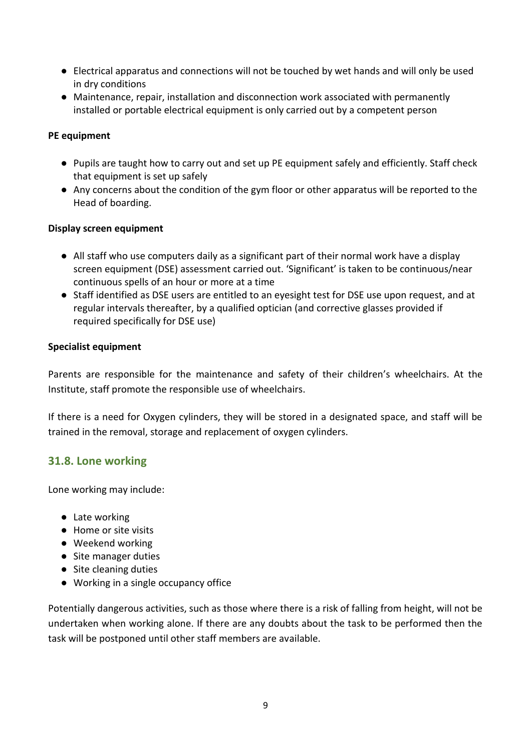- Electrical apparatus and connections will not be touched by wet hands and will only be used in dry conditions
- Maintenance, repair, installation and disconnection work associated with permanently installed or portable electrical equipment is only carried out by a competent person

**PE equipment**

- Pupils are taught how to carry out and set up PE equipment safely and efficiently. Staff check that equipment is set up safely
- Any concerns about the condition of the gym floor or other apparatus will be reported to the Head of boarding.

**Display screen equipment**

- All staff who use computers daily as a significant part of their normal work have a display screen equipment (DSE) assessment carried out. 'Significant' is taken to be continuous/near continuous spells of an hour or more at a time
- Staff identified as DSE users are entitled to an eyesight test for DSE use upon request, and at regular intervals thereafter, by a qualified optician (and corrective glasses provided if required specifically for DSE use)

**Specialist equipment**

Parents are responsible for the maintenance and safety of their children's wheelchairs. At the Institute, staff promote the responsible use of wheelchairs.

If there is a need for Oxygen cylinders, they will be stored in a designated space, and staff will be trained in the removal, storage and replacement of oxygen cylinders.

## 31.8. Lone working

Lone working may include:

- Late working
- Home or site visits
- Weekend working
- Site manager duties
- Site cleaning duties
- Working in a single occupancy office

Potentially dangerous activities, such as those where there is a risk of falling from height, will not be undertaken when working alone. If there are any doubts about the task to be performed then the task will be postponed until other staff members are available.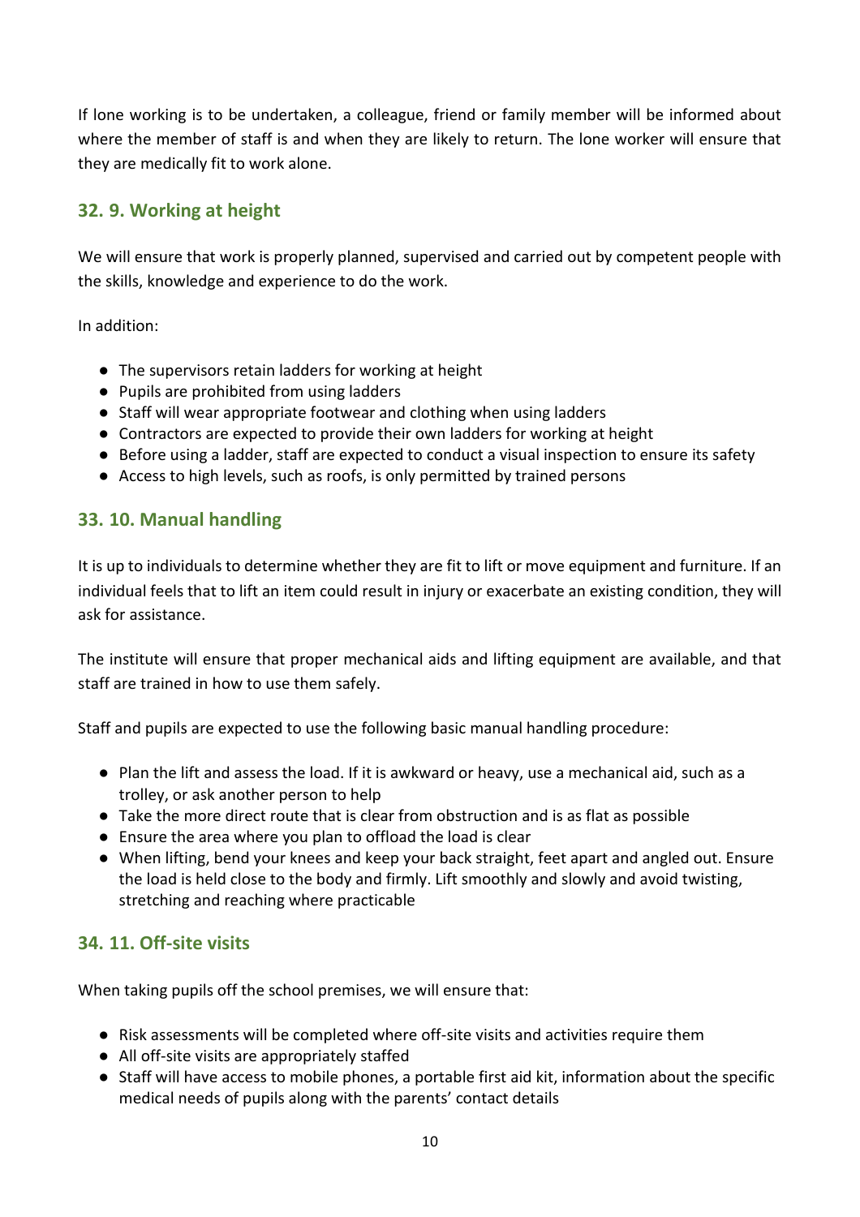If lone working is to be undertaken, a colleague, friend or family member will be informed about where the member of staff is and when they are likely to return. The lone worker will ensure that they are medically fit to work alone.

## 32. 9. Working at height

We will ensure that work is properly planned, supervised and carried out by competent people with the skills, knowledge and experience to do the work.

In addition:

- The supervisors retain ladders for working at height
- Pupils are prohibited from using ladders
- Staff will wear appropriate footwear and clothing when using ladders
- Contractors are expected to provide their own ladders for working at height
- Before using a ladder, staff are expected to conduct a visual inspection to ensure its safety
- Access to high levels, such as roofs, is only permitted by trained persons

## 33. 10. Manual handling

It is up to individuals to determine whether they are fit to lift or move equipment and furniture. If an individual feels that to lift an item could result in injury or exacerbate an existing condition, they will ask for assistance.

The institute will ensure that proper mechanical aids and lifting equipment are available, and that staff are trained in how to use them safely.

Staff and pupils are expected to use the following basic manual handling procedure:

- Plan the lift and assess the load. If it is awkward or heavy, use a mechanical aid, such as a trolley, or ask another person to help
- Take the more direct route that is clear from obstruction and is as flat as possible
- Ensure the area where you plan to offload the load is clear
- When lifting, bend your knees and keep your back straight, feet apart and angled out. Ensure the load is held close to the body and firmly. Lift smoothly and slowly and avoid twisting, stretching and reaching where practicable

## 34. 11. Off-site visits

When taking pupils off the school premises, we will ensure that:

- Risk assessments will be completed where off-site visits and activities require them
- All off-site visits are appropriately staffed
- Staff will have access to mobile phones, a portable first aid kit, information about the specific medical needs of pupils along with the parents' contact details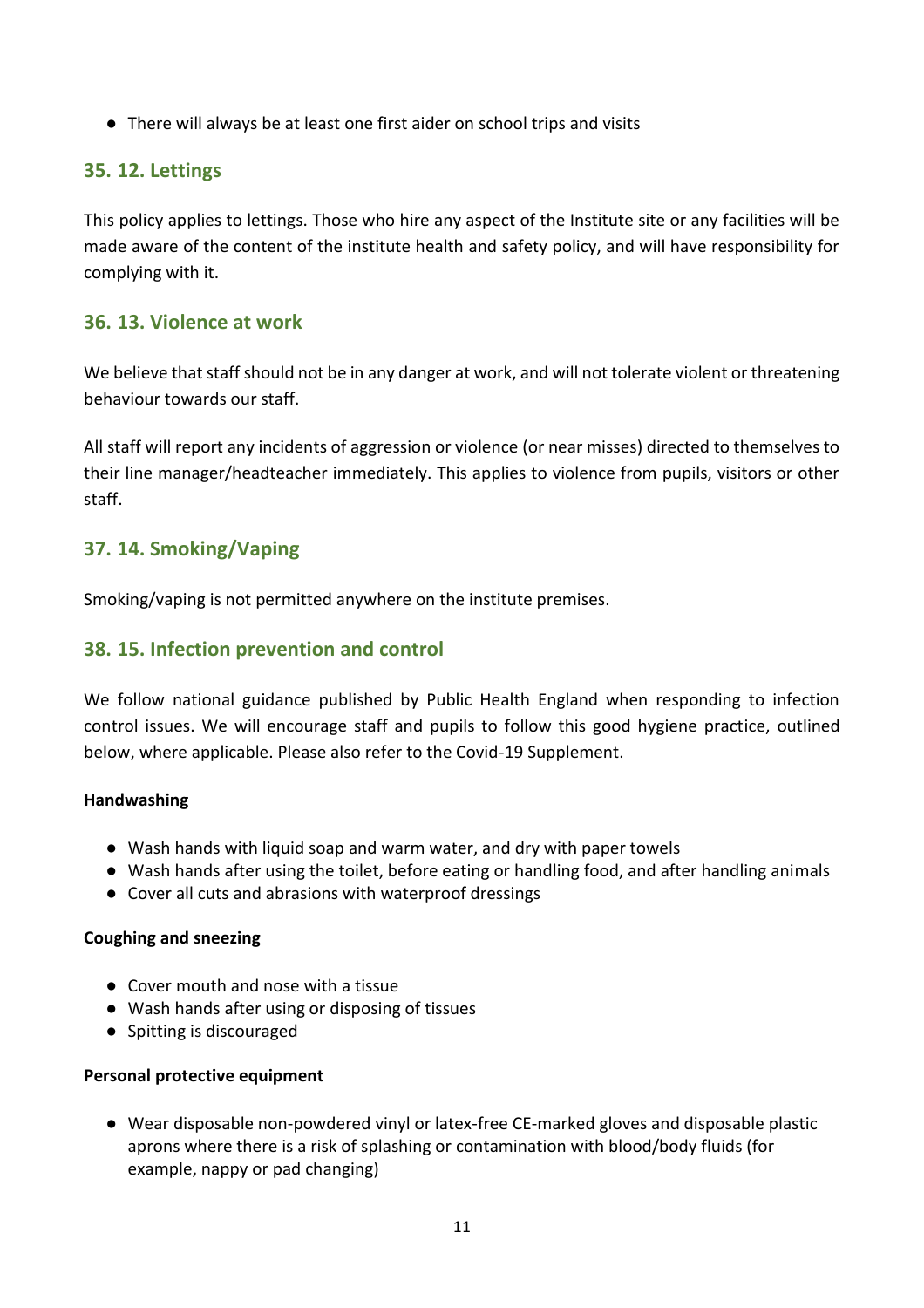- There will always be at least one first aider on school trips and visits

## 35. 12. Lettings

This policy applies to lettings. Those who hire any aspect of the Institute site or any facilities will be made aware of the content of the institute health and safety policy, and will have responsibility for complying with it.

## 36. 13. Violence at work

We believe that staff should not be in any danger at work, and will not tolerate violent or threatening behaviour towards our staff.

All staff will report any incidents of aggression or violence (or near misses) directed to themselves to their line manager/headteacher immediately. This applies to violence from pupils, visitors or other staff.

## 37. 14. Smoking/Vaping

Smoking/vaping is not permitted anywhere on the institute premises.

## 38. 15. Infection prevention and control

We follow national guidance published by Public Health England when responding to infection control issues. We will encourage staff and pupils to follow this good hygiene practice, outlined below, where applicable. Please also refer to the Covid-19 Supplement.

**Handwashing**

- Wash hands with liquid soap and warm water, and dry with paper towels
- Wash hands after using the toilet, before eating or handling food, and after handling animals
- Cover all cuts and abrasions with waterproof dressings

**Coughing and sneezing**

- Cover mouth and nose with a tissue
- Wash hands after using or disposing of tissues
- Spitting is discouraged

**Personal protective equipment**

- Wear disposable non-powdered vinyl or latex-free CE-marked gloves and disposable plastic aprons where there is a risk of splashing or contamination with blood/body fluids (for example, nappy or pad changing)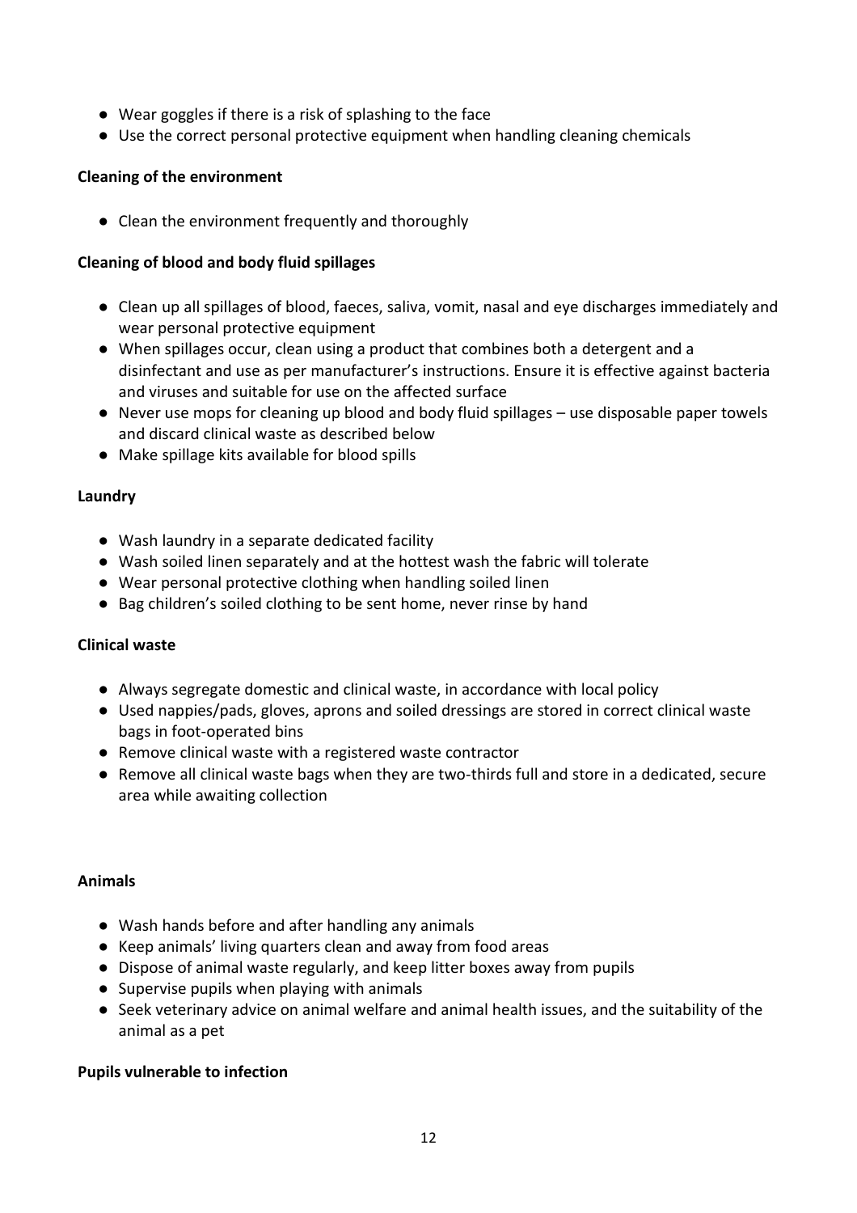- Wear goggles if there is a risk of splashing to the face
- Use the correct personal protective equipment when handling cleaning chemicals

**Cleaning of the environment**

- Clean the environment frequently and thoroughly

**Cleaning of blood and body fluid spillages**

- Clean up all spillages of blood, faeces, saliva, vomit, nasal and eye discharges immediately and wear personal protective equipment
- When spillages occur, clean using a product that combines both a detergent and a disinfectant and use as per manufacturer's instructions. Ensure it is effective against bacteria and viruses and suitable for use on the affected surface
- Never use mops for cleaning up blood and body fluid spillages – use disposable paper towels and discard clinical waste as described below
- Make spillage kits available for blood spills

**Laundry**

- Wash laundry in a separate dedicated facility
- Wash soiled linen separately and at the hottest wash the fabric will tolerate
- Wear personal protective clothing when handling soiled linen
- Bag children's soiled clothing to be sent home, never rinse by hand

**Clinical waste**

- Always segregate domestic and clinical waste, in accordance with local policy
- Used nappies/pads, gloves, aprons and soiled dressings are stored in correct clinical waste bags in foot-operated bins
- Remove clinical waste with a registered waste contractor
- Remove all clinical waste bags when they are two-thirds full and store in a dedicated, secure area while awaiting collection

**Animals**

- Wash hands before and after handling any animals
- Keep animals' living quarters clean and away from food areas
- Dispose of animal waste regularly, and keep litter boxes away from pupils
- Supervise pupils when playing with animals
- Seek veterinary advice on animal welfare and animal health issues, and the suitability of the animal as a pet

**Pupils vulnerable to infection**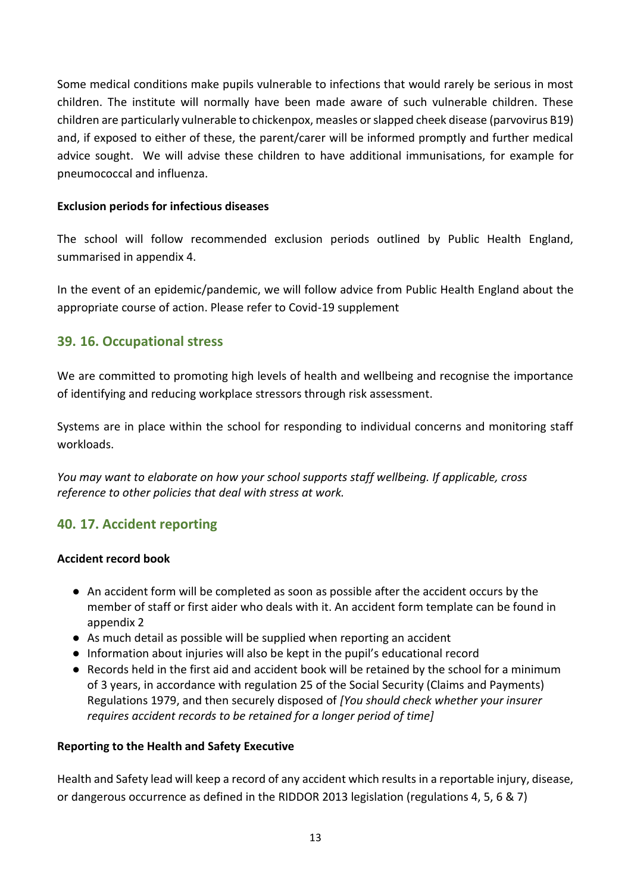Some medical conditions make pupils vulnerable to infections that would rarely be serious in most children. The institute will normally have been made aware of such vulnerable children. These children are particularly vulnerable to chickenpox, measles or slapped cheek disease (parvovirus B19) and, if exposed to either of these, the parent/carer will be informed promptly and further medical advice sought.  We will advise these children to have additional immunisations, for example for pneumococcal and influenza.

**Exclusion periods for infectious diseases**

The school will follow recommended exclusion periods outlined by Public Health England, summarised in appendix 4.

In the event of an epidemic/pandemic, we will follow advice from Public Health England about the appropriate course of action. Please refer to Covid-19 supplement

## 39. 16. Occupational stress

We are committed to promoting high levels of health and wellbeing and recognise the importance of identifying and reducing workplace stressors through risk assessment.

Systems are in place within the school for responding to individual concerns and monitoring staff workloads.

*You may want to elaborate on how your school supports staff wellbeing. If applicable, cross reference to other policies that deal with stress at work.*

## 40. 17. Accident reporting

**Accident record book**

- An accident form will be completed as soon as possible after the accident occurs by the member of staff or first aider who deals with it. An accident form template can be found in appendix 2
- As much detail as possible will be supplied when reporting an accident
- Information about injuries will also be kept in the pupil's educational record
- Records held in the first aid and accident book will be retained by the school for a minimum of 3 years, in accordance with regulation 25 of the Social Security (Claims and Payments) Regulations 1979, and then securely disposed of *[You should check whether your insurer requires accident records to be retained for a longer period of time]*

**Reporting to the Health and Safety Executive**

Health and Safety lead will keep a record of any accident which results in a reportable injury, disease, or dangerous occurrence as defined in the RIDDOR 2013 legislation (regulations 4, 5, 6 & 7)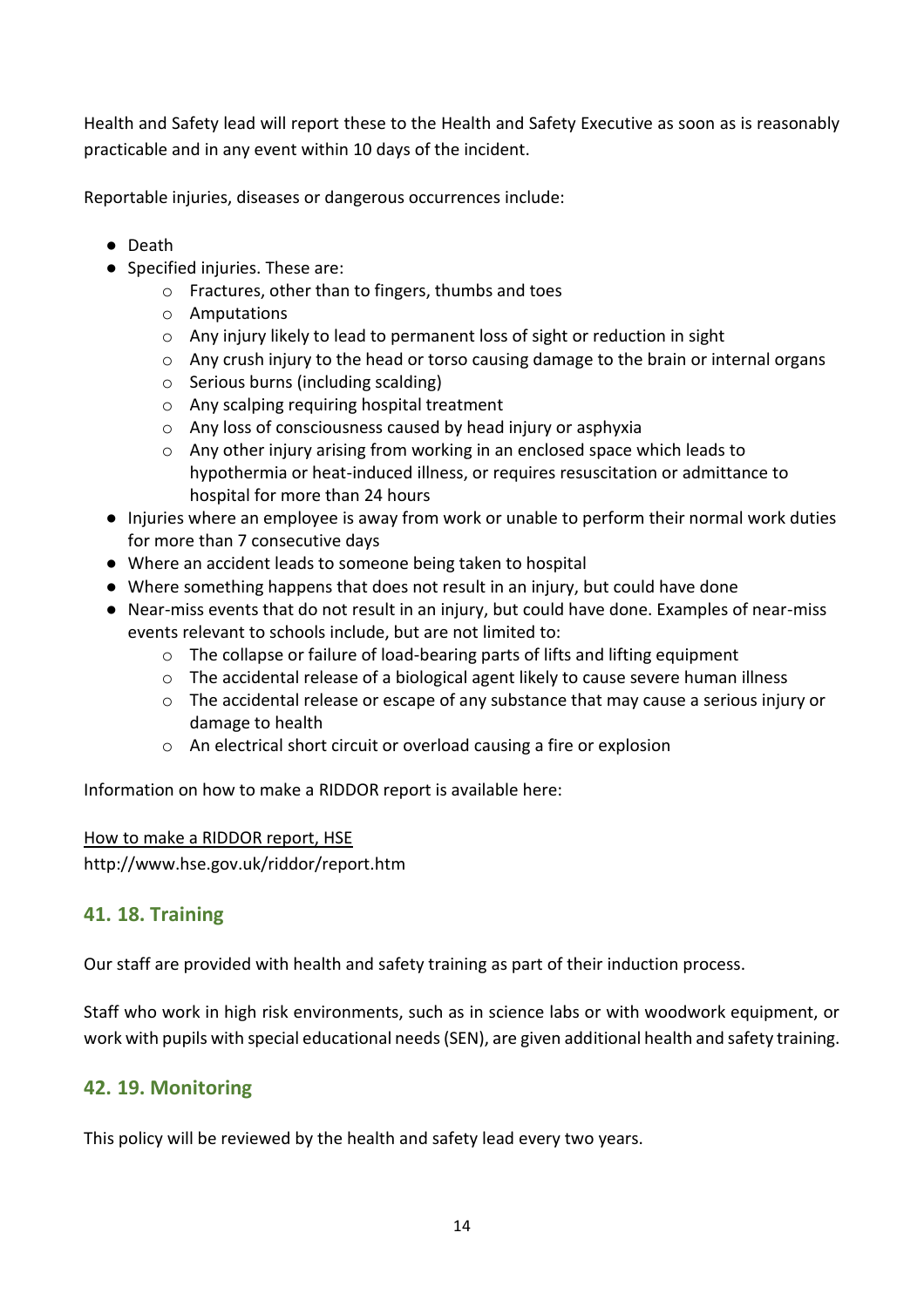Health and Safety lead will report these to the Health and Safety Executive as soon as is reasonably practicable and in any event within 10 days of the incident.

Reportable injuries, diseases or dangerous occurrences include:

- Death
- Specified injuries. These are:
  - Fractures, other than to fingers, thumbs and toes
  - Amputations
  - Any injury likely to lead to permanent loss of sight or reduction in sight
  - Any crush injury to the head or torso causing damage to the brain or internal organs
  - Serious burns (including scalding)
  - Any scalping requiring hospital treatment
  - Any loss of consciousness caused by head injury or asphyxia
  - Any other injury arising from working in an enclosed space which leads to hypothermia or heat-induced illness, or requires resuscitation or admittance to hospital for more than 24 hours
- Injuries where an employee is away from work or unable to perform their normal work duties for more than 7 consecutive days
- Where an accident leads to someone being taken to hospital
- Where something happens that does not result in an injury, but could have done
- Near-miss events that do not result in an injury, but could have done. Examples of near-miss events relevant to schools include, but are not limited to:
  - The collapse or failure of load-bearing parts of lifts and lifting equipment
  - The accidental release of a biological agent likely to cause severe human illness
  - The accidental release or escape of any substance that may cause a serious injury or damage to health
  - An electrical short circuit or overload causing a fire or explosion

Information on how to make a RIDDOR report is available here:

How to make a RIDDOR report, HSE
http://www.hse.gov.uk/riddor/report.htm

## 41. 18. Training

Our staff are provided with health and safety training as part of their induction process.

Staff who work in high risk environments, such as in science labs or with woodwork equipment, or work with pupils with special educational needs (SEN), are given additional health and safety training.

## 42. 19. Monitoring

This policy will be reviewed by the health and safety lead every two years.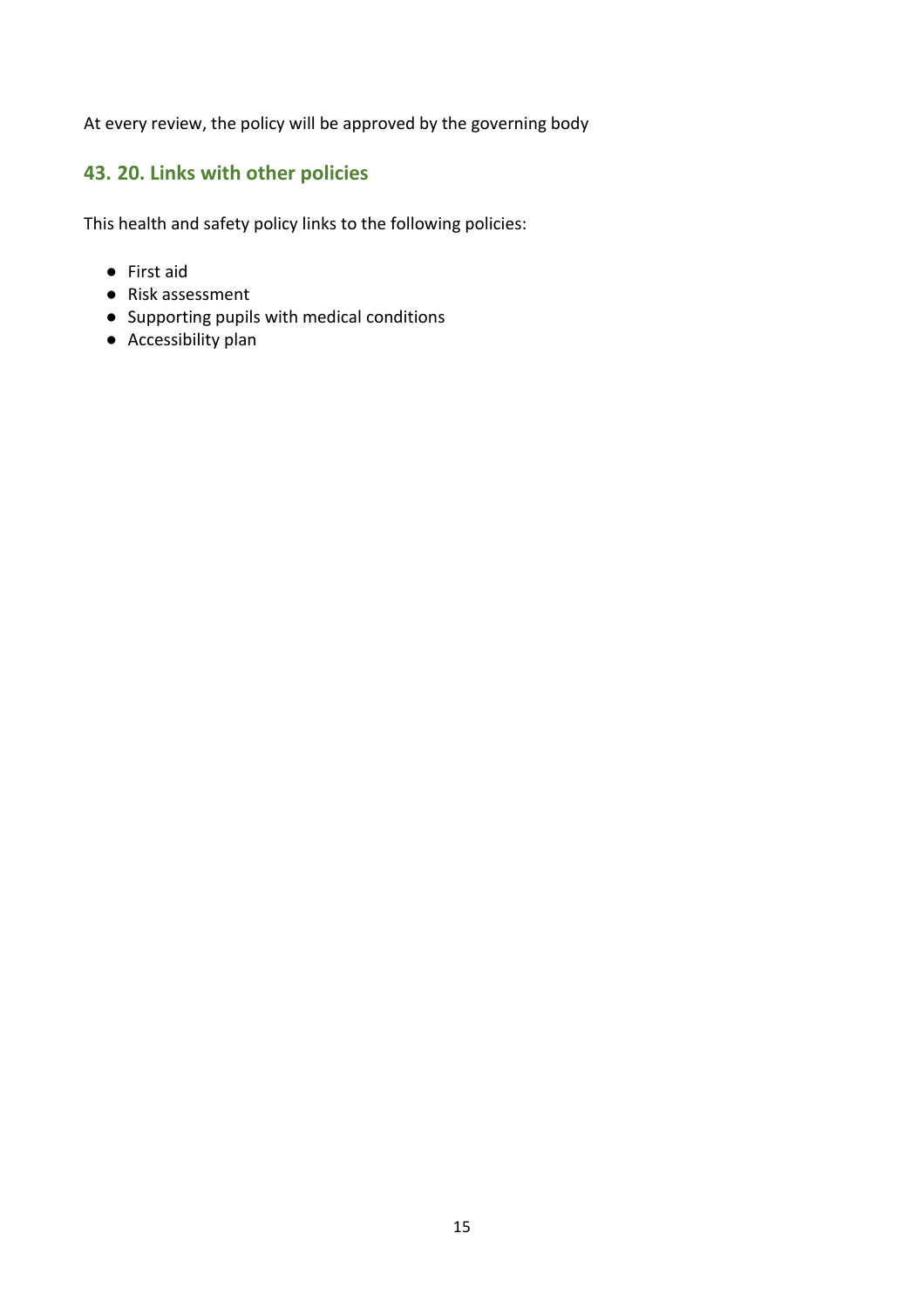At every review, the policy will be approved by the governing body

## 43. 20. Links with other policies

This health and safety policy links to the following policies:

- First aid
- Risk assessment
- Supporting pupils with medical conditions
- Accessibility plan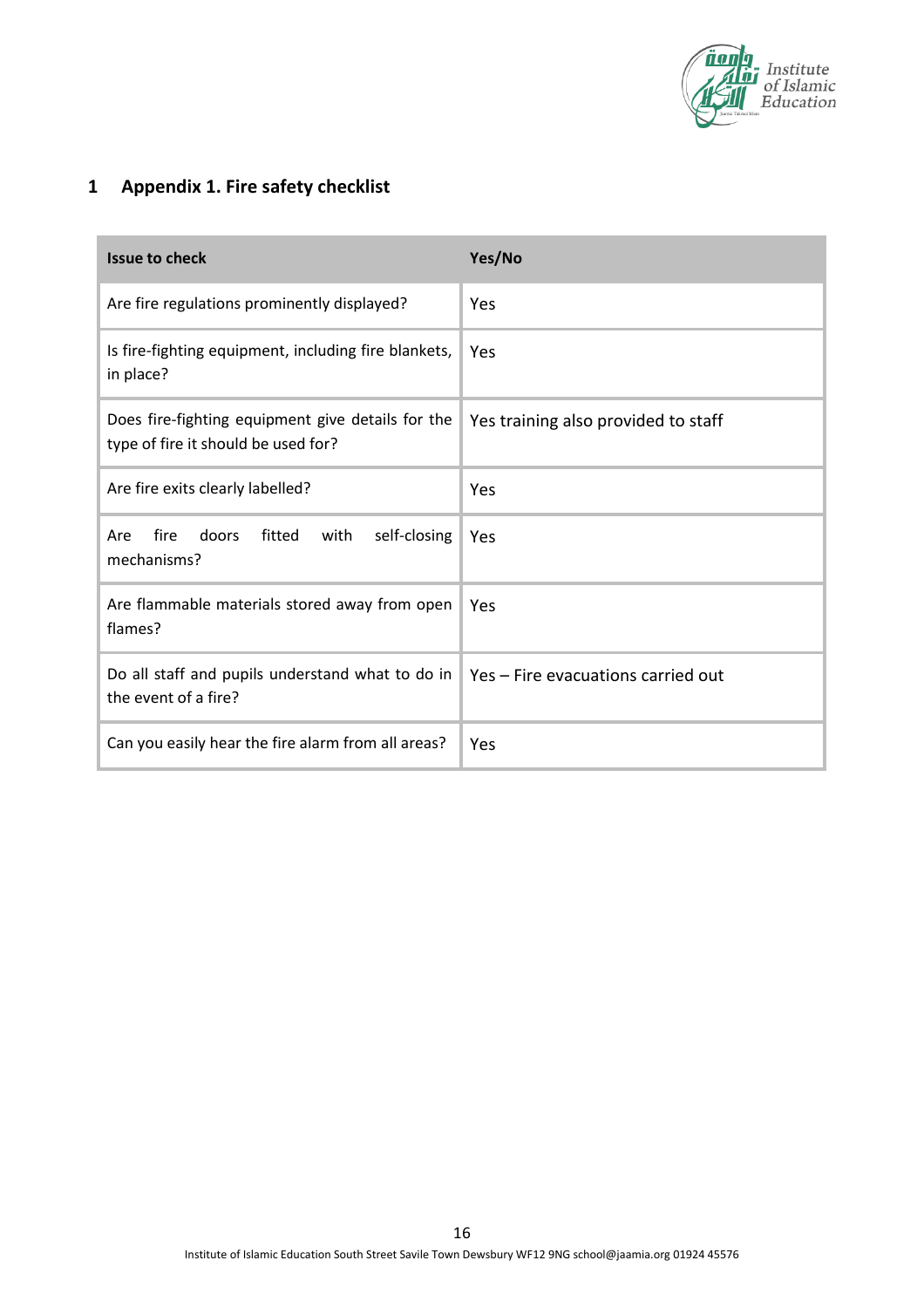# 1 Appendix 1. Fire safety checklist

| Issue to check | Yes/No |
| --- | --- |
| Are fire regulations prominently displayed? | Yes |
| Is fire-fighting equipment, including fire blankets, in place? | Yes |
| Does fire-fighting equipment give details for the type of fire it should be used for? | Yes training also provided to staff |
| Are fire exits clearly labelled? | Yes |
| Are fire doors fitted with self-closing mechanisms? | Yes |
| Are flammable materials stored away from open flames? | Yes |
| Do all staff and pupils understand what to do in the event of a fire? | Yes – Fire evacuations carried out |
| Can you easily hear the fire alarm from all areas? | Yes |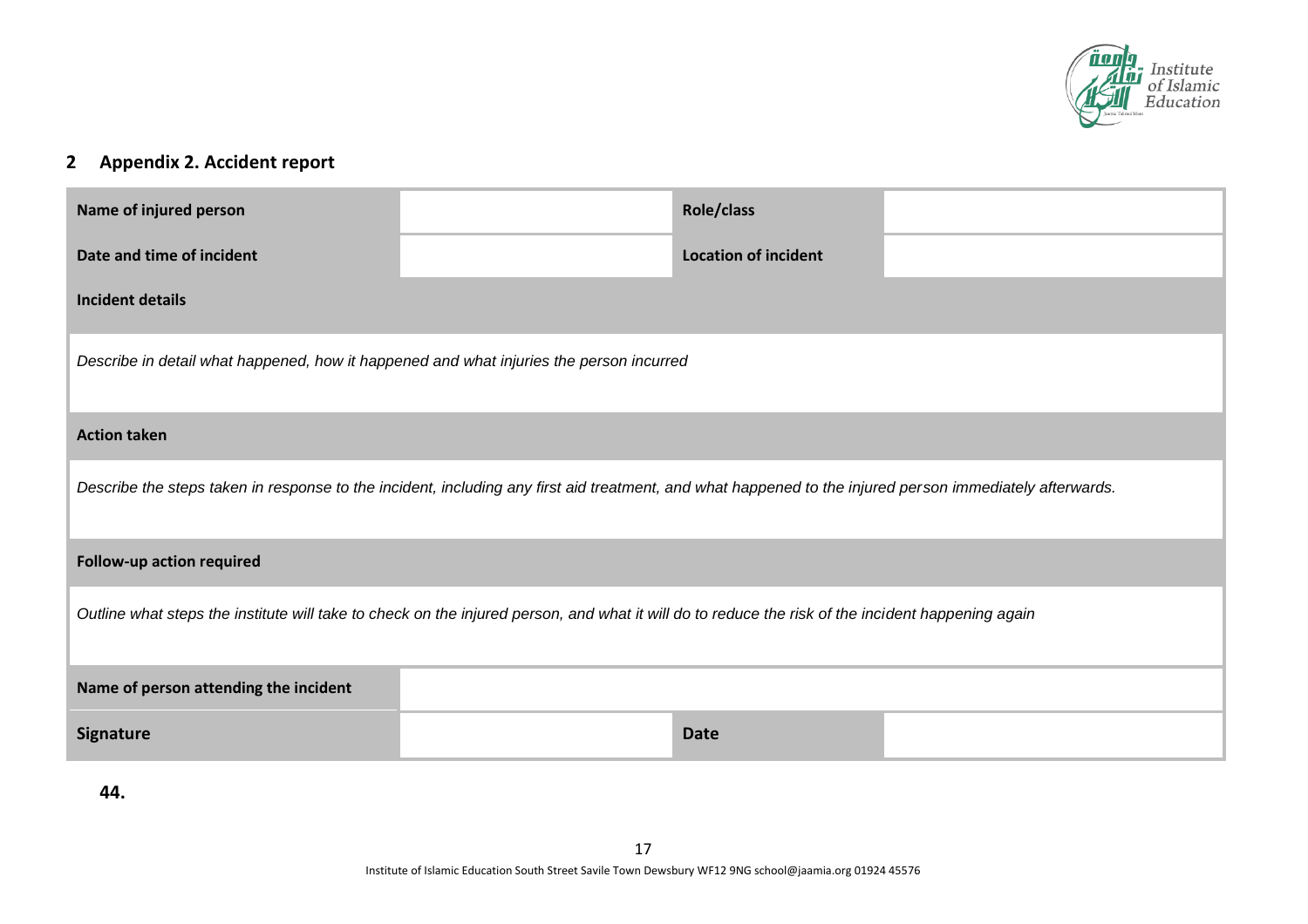## 2 Appendix 2. Accident report

| Name of injured person | | Role/class | |
|---|---|---|---|
| Date and time of incident | | Location of incident | |
| Incident details | | | |
| *Describe in detail what happened, how it happened and what injuries the person incurred* | | | |
| Action taken | | | |
| *Describe the steps taken in response to the incident, including any first aid treatment, and what happened to the injured person immediately afterwards.* | | | |
| Follow-up action required | | | |
| *Outline what steps the institute will take to check on the injured person, and what it will do to reduce the risk of the incident happening again* | | | |
| Name of person attending the incident | | | |
| Signature | | Date | |

**44.**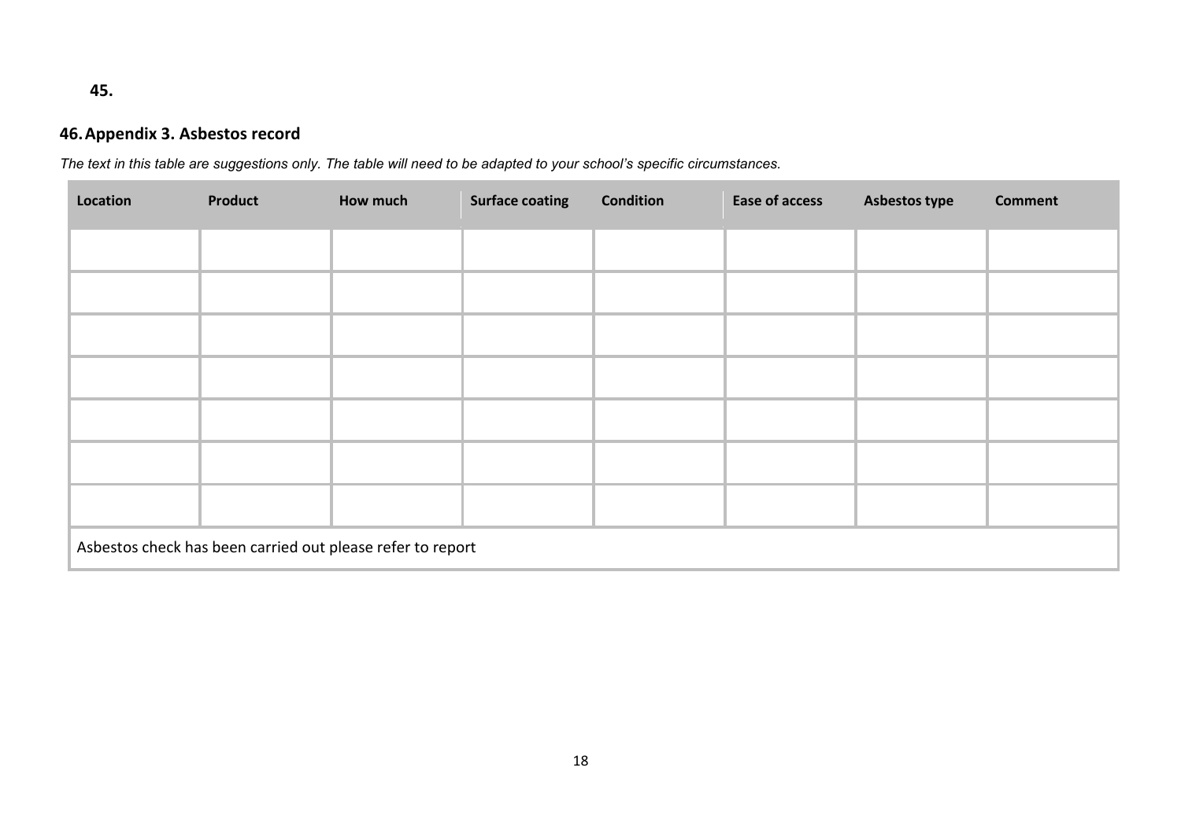**45.**

## 46. Appendix 3. Asbestos record

*The text in this table are suggestions only. The table will need to be adapted to your school's specific circumstances.*

| Location | Product | How much | Surface coating | Condition | Ease of access | Asbestos type | Comment |
|---|---|---|---|---|---|---|---|
| | | | | | | | |
| | | | | | | | |
| | | | | | | | |
| | | | | | | | |
| | | | | | | | |
| | | | | | | | |
| | | | | | | | |
| Asbestos check has been carried out please refer to report | | | | | | | |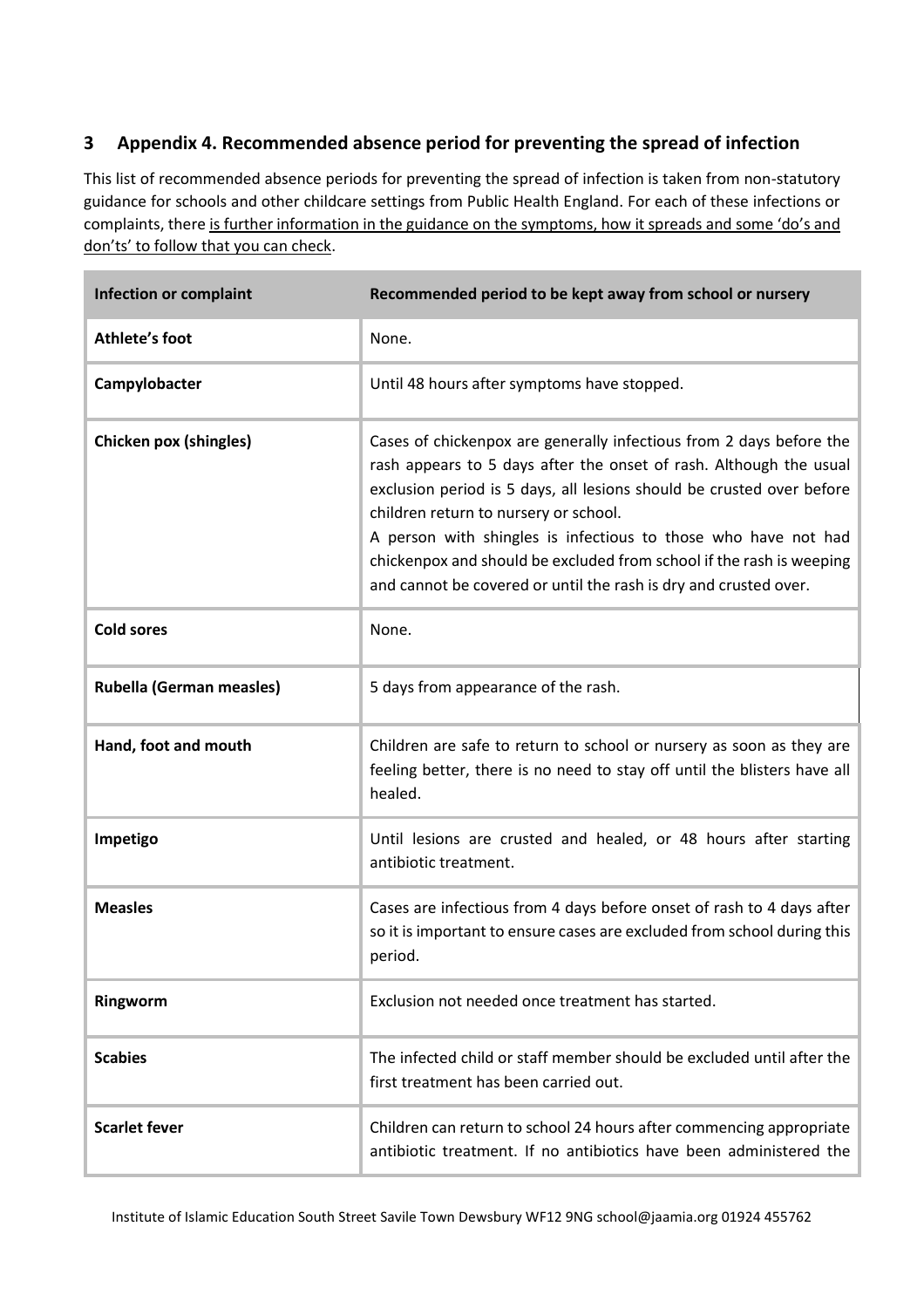## 3 Appendix 4. Recommended absence period for preventing the spread of infection

This list of recommended absence periods for preventing the spread of infection is taken from non-statutory guidance for schools and other childcare settings from Public Health England. For each of these infections or complaints, there is further information in the guidance on the symptoms, how it spreads and some 'do's and don'ts' to follow that you can check.

| Infection or complaint | Recommended period to be kept away from school or nursery |
|---|---|
| **Athlete's foot** | None. |
| **Campylobacter** | Until 48 hours after symptoms have stopped. |
| **Chicken pox (shingles)** | Cases of chickenpox are generally infectious from 2 days before the rash appears to 5 days after the onset of rash. Although the usual exclusion period is 5 days, all lesions should be crusted over before children return to nursery or school.<br>A person with shingles is infectious to those who have not had chickenpox and should be excluded from school if the rash is weeping and cannot be covered or until the rash is dry and crusted over. |
| **Cold sores** | None. |
| **Rubella (German measles)** | 5 days from appearance of the rash. |
| **Hand, foot and mouth** | Children are safe to return to school or nursery as soon as they are feeling better, there is no need to stay off until the blisters have all healed. |
| **Impetigo** | Until lesions are crusted and healed, or 48 hours after starting antibiotic treatment. |
| **Measles** | Cases are infectious from 4 days before onset of rash to 4 days after so it is important to ensure cases are excluded from school during this period. |
| **Ringworm** | Exclusion not needed once treatment has started. |
| **Scabies** | The infected child or staff member should be excluded until after the first treatment has been carried out. |
| **Scarlet fever** | Children can return to school 24 hours after commencing appropriate antibiotic treatment. If no antibiotics have been administered the |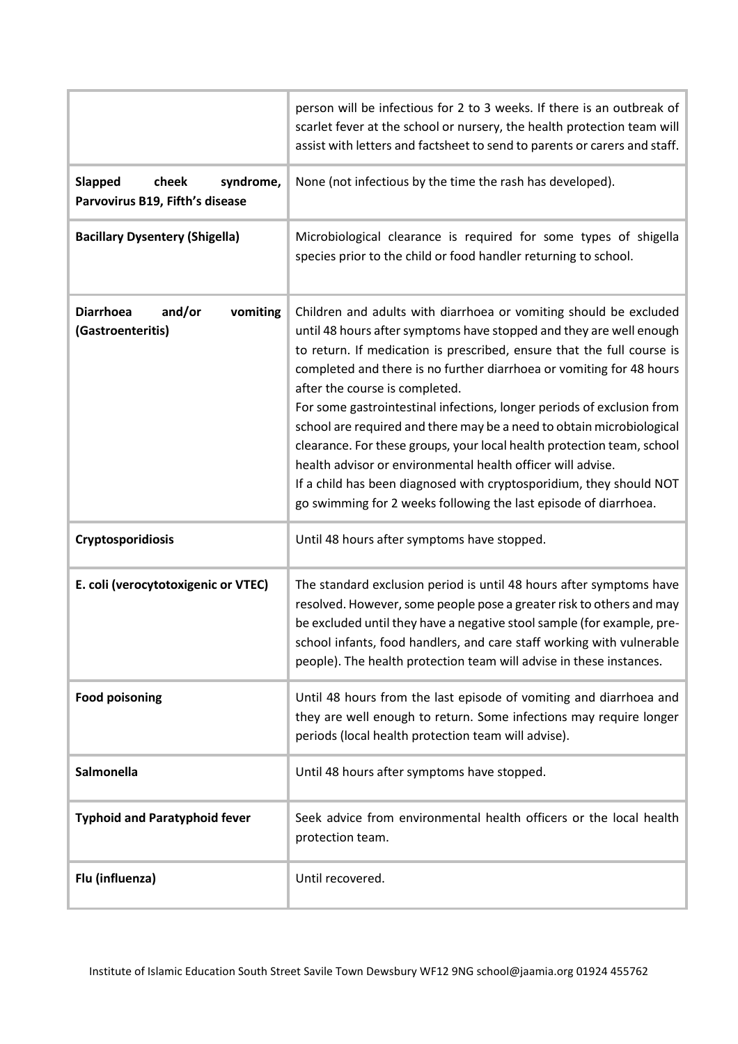| | |
|---|---|
| | person will be infectious for 2 to 3 weeks. If there is an outbreak of scarlet fever at the school or nursery, the health protection team will assist with letters and factsheet to send to parents or carers and staff. |
| **Slapped cheek syndrome, Parvovirus B19, Fifth's disease** | None (not infectious by the time the rash has developed). |
| **Bacillary Dysentery (Shigella)** | Microbiological clearance is required for some types of shigella species prior to the child or food handler returning to school. |
| **Diarrhoea and/or vomiting (Gastroenteritis)** | Children and adults with diarrhoea or vomiting should be excluded until 48 hours after symptoms have stopped and they are well enough to return. If medication is prescribed, ensure that the full course is completed and there is no further diarrhoea or vomiting for 48 hours after the course is completed.<br>For some gastrointestinal infections, longer periods of exclusion from school are required and there may be a need to obtain microbiological clearance. For these groups, your local health protection team, school health advisor or environmental health officer will advise.<br>If a child has been diagnosed with cryptosporidium, they should NOT go swimming for 2 weeks following the last episode of diarrhoea. |
| **Cryptosporidiosis** | Until 48 hours after symptoms have stopped. |
| **E. coli (verocytotoxigenic or VTEC)** | The standard exclusion period is until 48 hours after symptoms have resolved. However, some people pose a greater risk to others and may be excluded until they have a negative stool sample (for example, pre-school infants, food handlers, and care staff working with vulnerable people). The health protection team will advise in these instances. |
| **Food poisoning** | Until 48 hours from the last episode of vomiting and diarrhoea and they are well enough to return. Some infections may require longer periods (local health protection team will advise). |
| **Salmonella** | Until 48 hours after symptoms have stopped. |
| **Typhoid and Paratyphoid fever** | Seek advice from environmental health officers or the local health protection team. |
| **Flu (influenza)** | Until recovered. |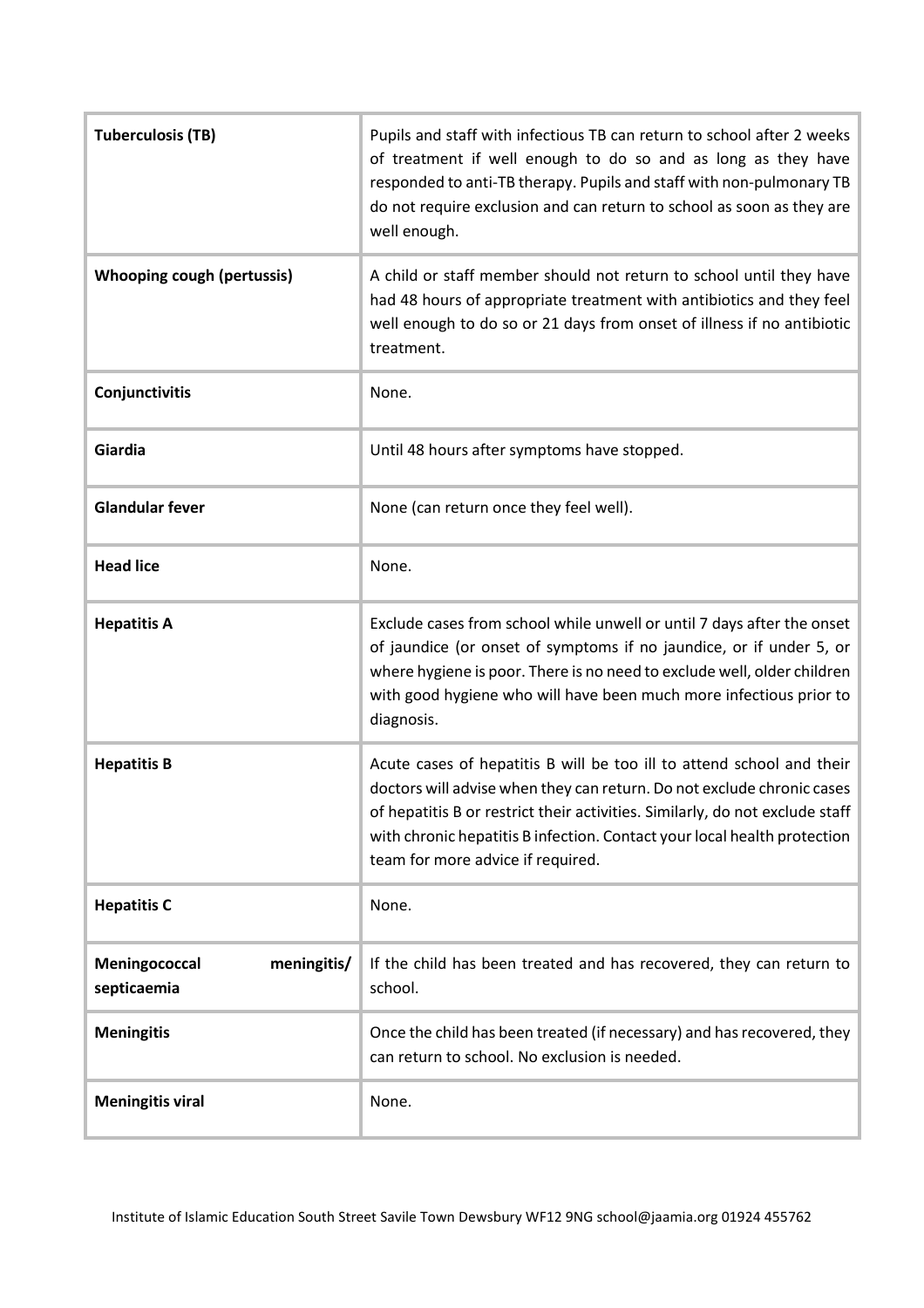| **Tuberculosis (TB)** | Pupils and staff with infectious TB can return to school after 2 weeks of treatment if well enough to do so and as long as they have responded to anti-TB therapy. Pupils and staff with non-pulmonary TB do not require exclusion and can return to school as soon as they are well enough. |
|---|---|
| **Whooping cough (pertussis)** | A child or staff member should not return to school until they have had 48 hours of appropriate treatment with antibiotics and they feel well enough to do so or 21 days from onset of illness if no antibiotic treatment. |
| **Conjunctivitis** | None. |
| **Giardia** | Until 48 hours after symptoms have stopped. |
| **Glandular fever** | None (can return once they feel well). |
| **Head lice** | None. |
| **Hepatitis A** | Exclude cases from school while unwell or until 7 days after the onset of jaundice (or onset of symptoms if no jaundice, or if under 5, or where hygiene is poor. There is no need to exclude well, older children with good hygiene who will have been much more infectious prior to diagnosis. |
| **Hepatitis B** | Acute cases of hepatitis B will be too ill to attend school and their doctors will advise when they can return. Do not exclude chronic cases of hepatitis B or restrict their activities. Similarly, do not exclude staff with chronic hepatitis B infection. Contact your local health protection team for more advice if required. |
| **Hepatitis C** | None. |
| **Meningococcal meningitis/ septicaemia** | If the child has been treated and has recovered, they can return to school. |
| **Meningitis** | Once the child has been treated (if necessary) and has recovered, they can return to school. No exclusion is needed. |
| **Meningitis viral** | None. |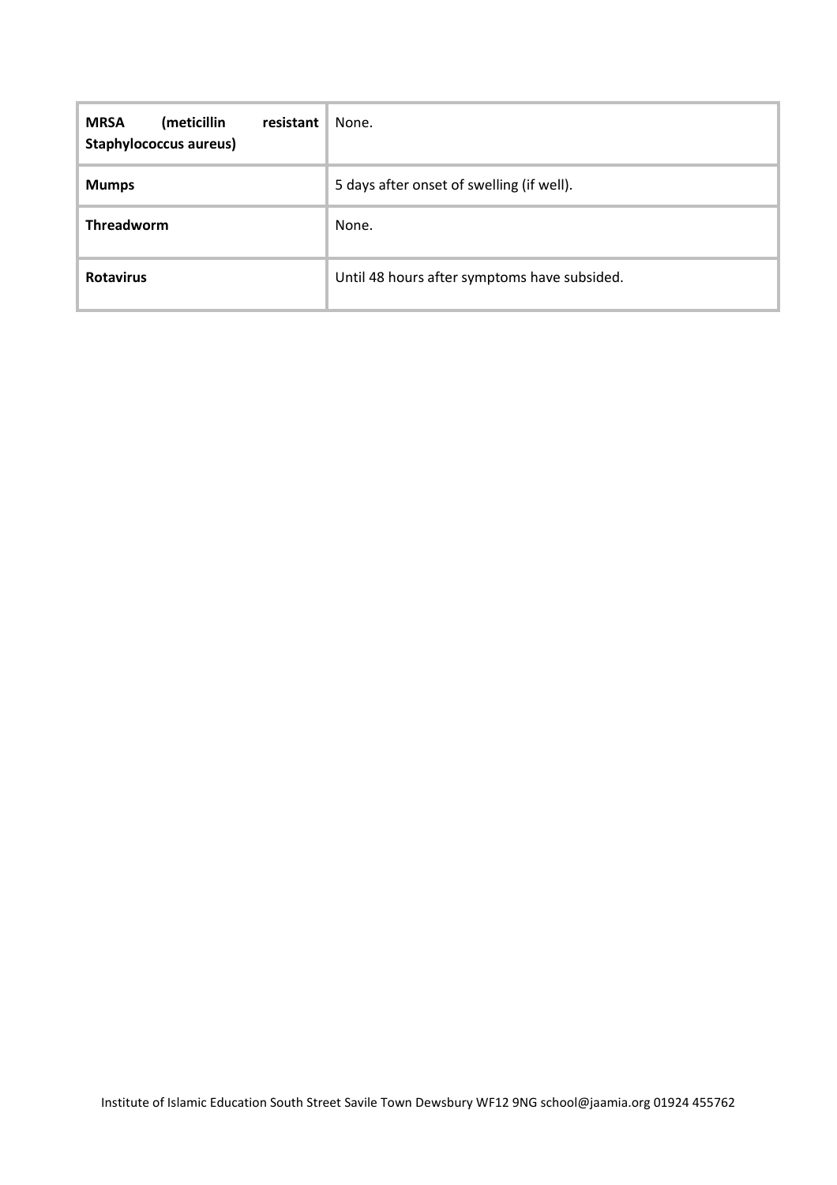| | |
|---|---|
| **MRSA (meticillin resistant Staphylococcus aureus)** | None. |
| **Mumps** | 5 days after onset of swelling (if well). |
| **Threadworm** | None. |
| **Rotavirus** | Until 48 hours after symptoms have subsided. |

Institute of Islamic Education South Street Savile Town Dewsbury WF12 9NG school@jaamia.org 01924 455762